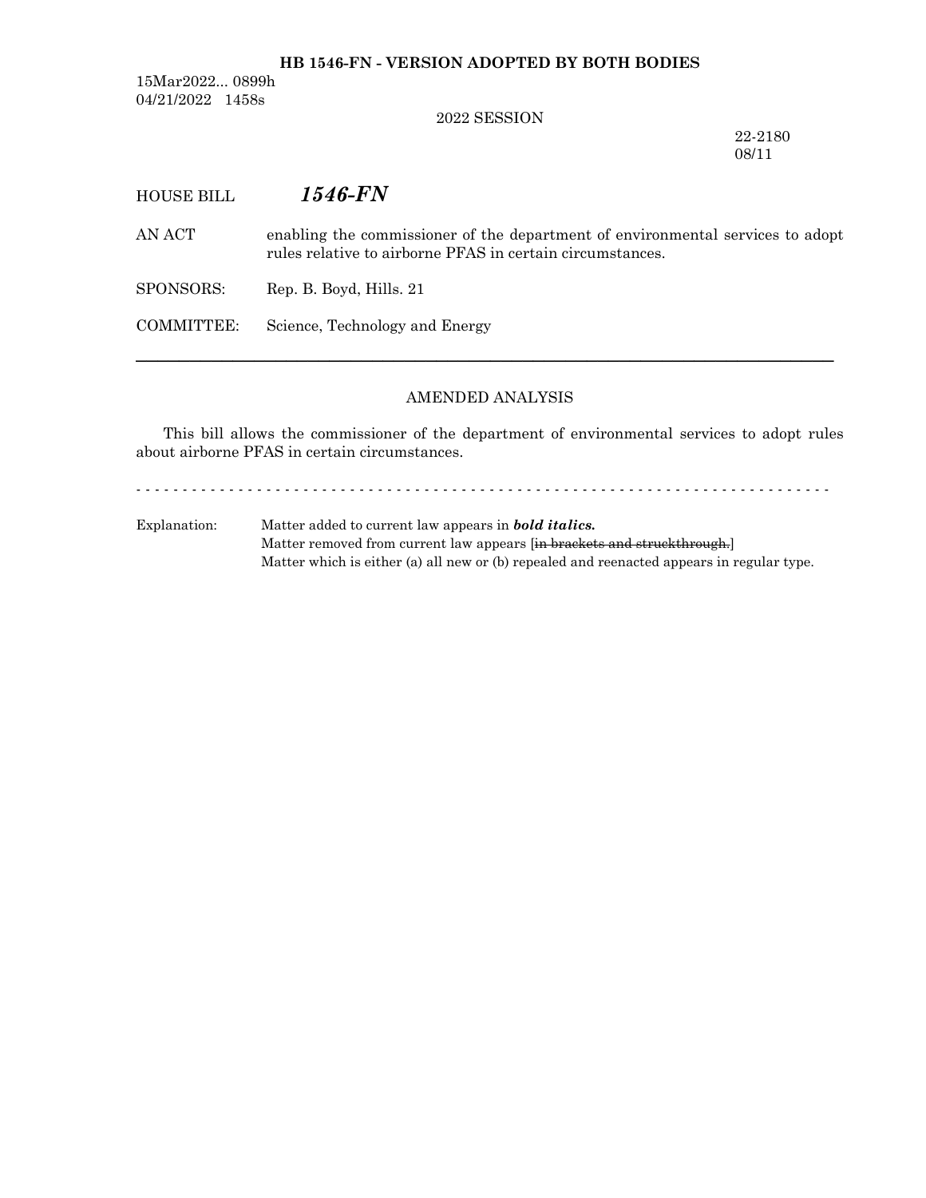**HB 1546-FN - VERSION ADOPTED BY BOTH BODIES**

15Mar2022... 0899h
04/21/2022 1458s

2022 SESSION

22-2180
08/11

HOUSE BILL ***1546-FN***

AN ACT enabling the commissioner of the department of environmental services to adopt rules relative to airborne PFAS in certain circumstances.

SPONSORS: Rep. B. Boyd, Hills. 21

COMMITTEE: Science, Technology and Energy

---

AMENDED ANALYSIS

This bill allows the commissioner of the department of environmental services to adopt rules about airborne PFAS in certain circumstances.

- - - - - - - - - - - - - - - - - - - - - - - - - - - - - - - - - - - - - - - - - - - - - - - - - - - - - - - - - - - - - - - - - - - - - - - - - -

Explanation: Matter added to current law appears in ***bold italics.***
Matter removed from current law appears [~~in brackets and struckthrough.~~]
Matter which is either (a) all new or (b) repealed and reenacted appears in regular type.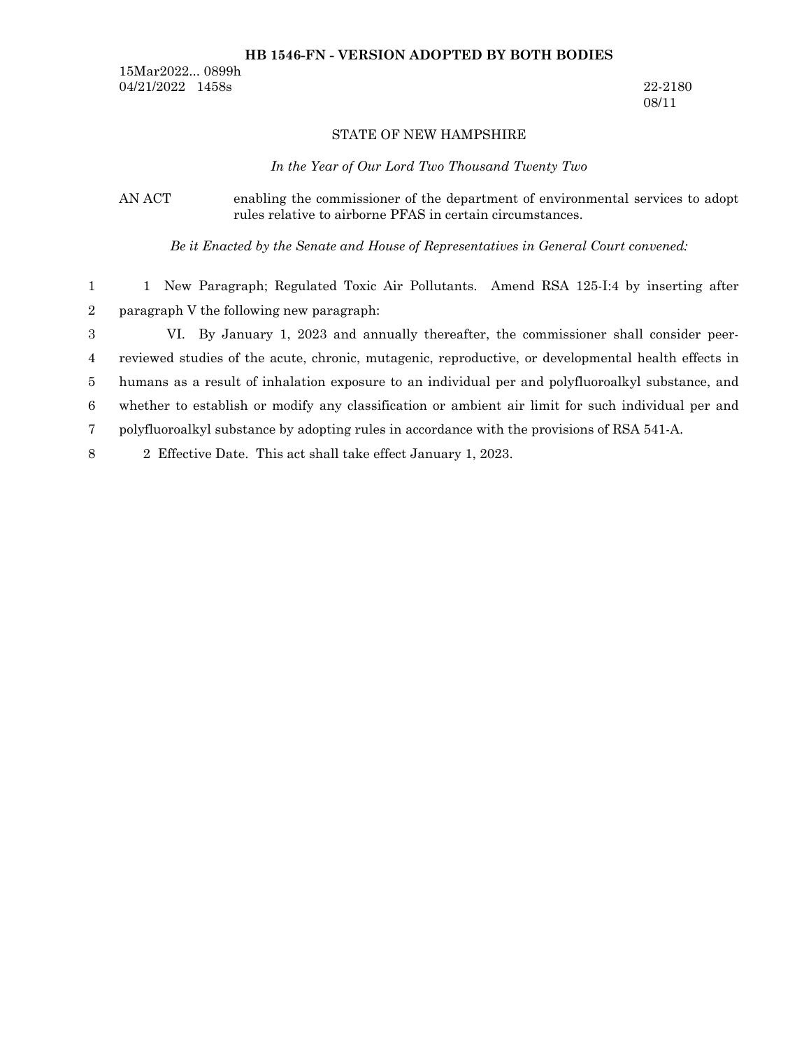**HB 1546-FN - VERSION ADOPTED BY BOTH BODIES**

15Mar2022... 0899h
04/21/2022 1458s

22-2180
08/11

STATE OF NEW HAMPSHIRE

*In the Year of Our Lord Two Thousand Twenty Two*

AN ACT enabling the commissioner of the department of environmental services to adopt rules relative to airborne PFAS in certain circumstances.

*Be it Enacted by the Senate and House of Representatives in General Court convened:*

1 New Paragraph; Regulated Toxic Air Pollutants. Amend RSA 125-I:4 by inserting after paragraph V the following new paragraph:

VI. By January 1, 2023 and annually thereafter, the commissioner shall consider peer-reviewed studies of the acute, chronic, mutagenic, reproductive, or developmental health effects in humans as a result of inhalation exposure to an individual per and polyfluoroalkyl substance, and whether to establish or modify any classification or ambient air limit for such individual per and polyfluoroalkyl substance by adopting rules in accordance with the provisions of RSA 541-A.

2 Effective Date. This act shall take effect January 1, 2023.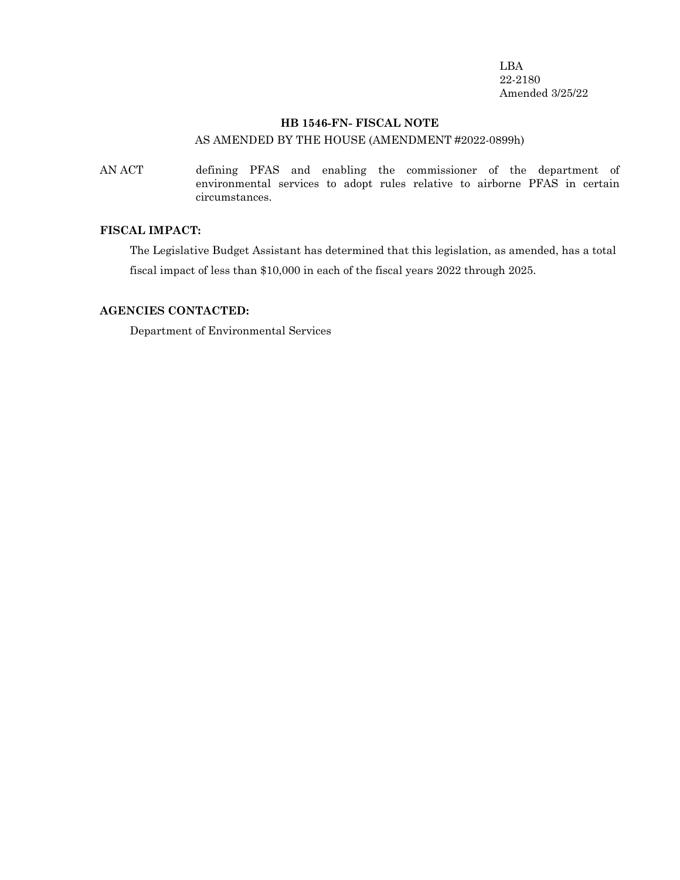LBA
22-2180
Amended 3/25/22

**HB 1546-FN- FISCAL NOTE**

AS AMENDED BY THE HOUSE (AMENDMENT #2022-0899h)

AN ACT defining PFAS and enabling the commissioner of the department of environmental services to adopt rules relative to airborne PFAS in certain circumstances.

**FISCAL IMPACT:**

The Legislative Budget Assistant has determined that this legislation, as amended, has a total fiscal impact of less than $10,000 in each of the fiscal years 2022 through 2025.

**AGENCIES CONTACTED:**

Department of Environmental Services